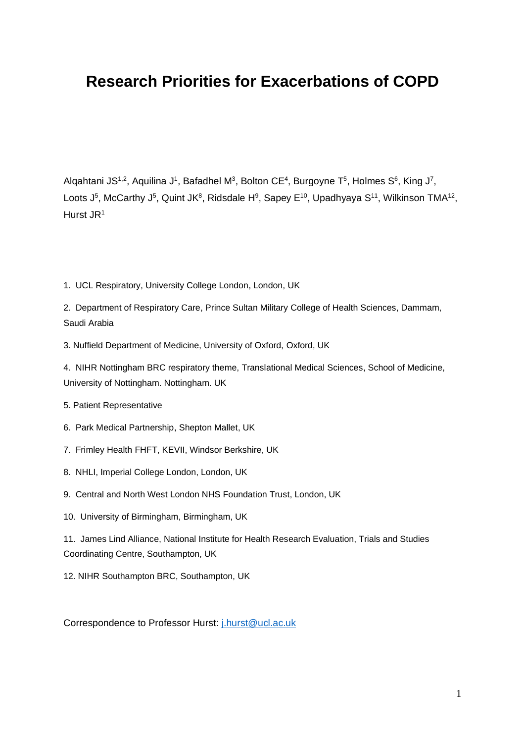# Research Priorities for Exacerbations of COPD

Alqahtani JS[1,2], Aquilina J[1], Bafadhel M[3], Bolton CE[4], Burgoyne T[5], Holmes S[6], King J[7], Loots J[5], McCarthy J[5], Quint JK[8], Ridsdale H[9], Sapey E[10], Upadhyaya S[11], Wilkinson TMA[12], Hurst JR[1]

1. UCL Respiratory, University College London, London, UK
2. Department of Respiratory Care, Prince Sultan Military College of Health Sciences, Dammam, Saudi Arabia
3. Nuffield Department of Medicine, University of Oxford, Oxford, UK
4. NIHR Nottingham BRC respiratory theme, Translational Medical Sciences, School of Medicine, University of Nottingham. Nottingham. UK
5. Patient Representative
6. Park Medical Partnership, Shepton Mallet, UK
7. Frimley Health FHFT, KEVII, Windsor Berkshire, UK
8. NHLI, Imperial College London, London, UK
9. Central and North West London NHS Foundation Trust, London, UK
10. University of Birmingham, Birmingham, UK
11. James Lind Alliance, National Institute for Health Research Evaluation, Trials and Studies Coordinating Centre, Southampton, UK
12. NIHR Southampton BRC, Southampton, UK

Correspondence to Professor Hurst: j.hurst@ucl.ac.uk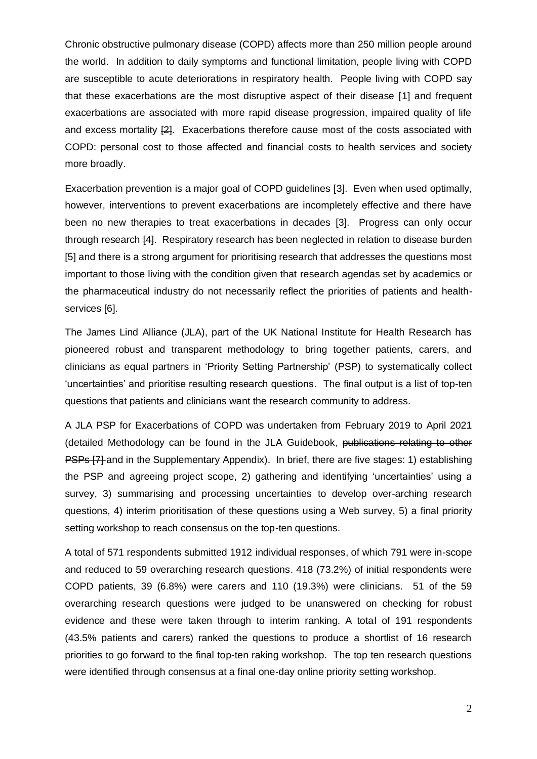Chronic obstructive pulmonary disease (COPD) affects more than 250 million people around the world. In addition to daily symptoms and functional limitation, people living with COPD are susceptible to acute deteriorations in respiratory health. People living with COPD say that these exacerbations are the most disruptive aspect of their disease [1] and frequent exacerbations are associated with more rapid disease progression, impaired quality of life and excess mortality [2]. Exacerbations therefore cause most of the costs associated with COPD: personal cost to those affected and financial costs to health services and society more broadly.

Exacerbation prevention is a major goal of COPD guidelines [3]. Even when used optimally, however, interventions to prevent exacerbations are incompletely effective and there have been no new therapies to treat exacerbations in decades [3]. Progress can only occur through research [4]. Respiratory research has been neglected in relation to disease burden [5] and there is a strong argument for prioritising research that addresses the questions most important to those living with the condition given that research agendas set by academics or the pharmaceutical industry do not necessarily reflect the priorities of patients and health-services [6].

The James Lind Alliance (JLA), part of the UK National Institute for Health Research has pioneered robust and transparent methodology to bring together patients, carers, and clinicians as equal partners in 'Priority Setting Partnership' (PSP) to systematically collect 'uncertainties' and prioritise resulting research questions. The final output is a list of top-ten questions that patients and clinicians want the research community to address.

A JLA PSP for Exacerbations of COPD was undertaken from February 2019 to April 2021 (detailed Methodology can be found in the JLA Guidebook, ~~publications relating to other PSPs [7]~~ and in the Supplementary Appendix). In brief, there are five stages: 1) establishing the PSP and agreeing project scope, 2) gathering and identifying 'uncertainties' using a survey, 3) summarising and processing uncertainties to develop over-arching research questions, 4) interim prioritisation of these questions using a Web survey, 5) a final priority setting workshop to reach consensus on the top-ten questions.

A total of 571 respondents submitted 1912 individual responses, of which 791 were in-scope and reduced to 59 overarching research questions. 418 (73.2%) of initial respondents were COPD patients, 39 (6.8%) were carers and 110 (19.3%) were clinicians. 51 of the 59 overarching research questions were judged to be unanswered on checking for robust evidence and these were taken through to interim ranking. A total of 191 respondents (43.5% patients and carers) ranked the questions to produce a shortlist of 16 research priorities to go forward to the final top-ten raking workshop. The top ten research questions were identified through consensus at a final one-day online priority setting workshop.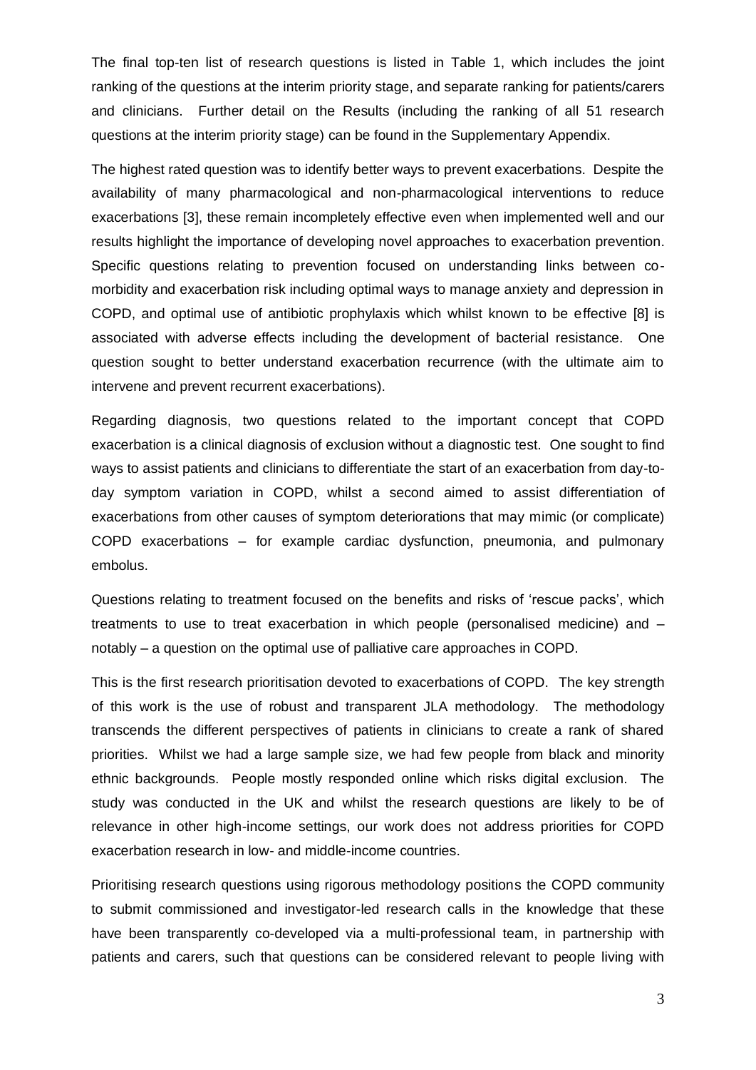The final top-ten list of research questions is listed in Table 1, which includes the joint ranking of the questions at the interim priority stage, and separate ranking for patients/carers and clinicians. Further detail on the Results (including the ranking of all 51 research questions at the interim priority stage) can be found in the Supplementary Appendix.

The highest rated question was to identify better ways to prevent exacerbations. Despite the availability of many pharmacological and non-pharmacological interventions to reduce exacerbations [3], these remain incompletely effective even when implemented well and our results highlight the importance of developing novel approaches to exacerbation prevention. Specific questions relating to prevention focused on understanding links between co-morbidity and exacerbation risk including optimal ways to manage anxiety and depression in COPD, and optimal use of antibiotic prophylaxis which whilst known to be effective [8] is associated with adverse effects including the development of bacterial resistance. One question sought to better understand exacerbation recurrence (with the ultimate aim to intervene and prevent recurrent exacerbations).

Regarding diagnosis, two questions related to the important concept that COPD exacerbation is a clinical diagnosis of exclusion without a diagnostic test. One sought to find ways to assist patients and clinicians to differentiate the start of an exacerbation from day-to-day symptom variation in COPD, whilst a second aimed to assist differentiation of exacerbations from other causes of symptom deteriorations that may mimic (or complicate) COPD exacerbations – for example cardiac dysfunction, pneumonia, and pulmonary embolus.

Questions relating to treatment focused on the benefits and risks of 'rescue packs', which treatments to use to treat exacerbation in which people (personalised medicine) and – notably – a question on the optimal use of palliative care approaches in COPD.

This is the first research prioritisation devoted to exacerbations of COPD. The key strength of this work is the use of robust and transparent JLA methodology. The methodology transcends the different perspectives of patients in clinicians to create a rank of shared priorities. Whilst we had a large sample size, we had few people from black and minority ethnic backgrounds. People mostly responded online which risks digital exclusion. The study was conducted in the UK and whilst the research questions are likely to be of relevance in other high-income settings, our work does not address priorities for COPD exacerbation research in low- and middle-income countries.

Prioritising research questions using rigorous methodology positions the COPD community to submit commissioned and investigator-led research calls in the knowledge that these have been transparently co-developed via a multi-professional team, in partnership with patients and carers, such that questions can be considered relevant to people living with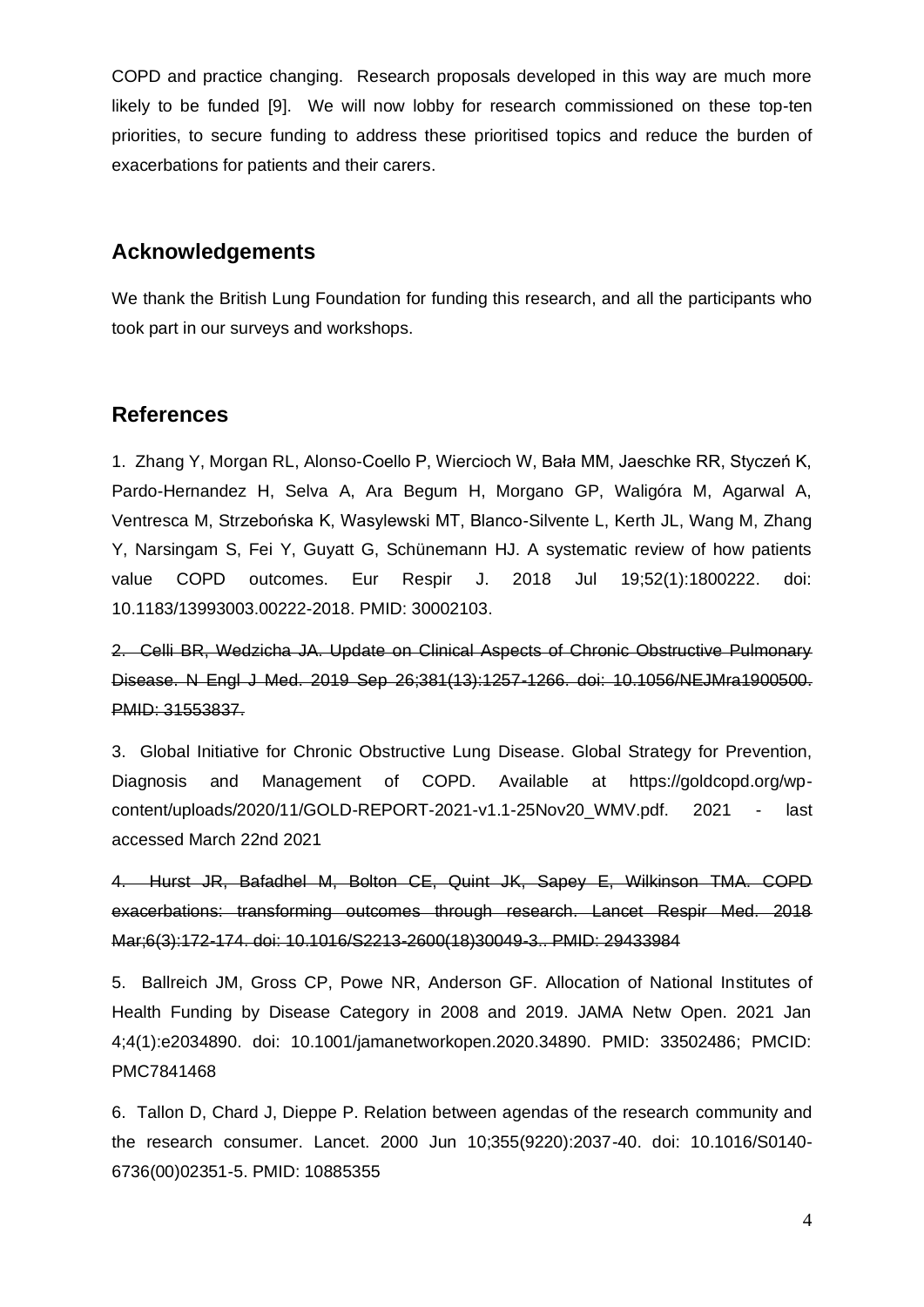COPD and practice changing. Research proposals developed in this way are much more likely to be funded [9]. We will now lobby for research commissioned on these top-ten priorities, to secure funding to address these prioritised topics and reduce the burden of exacerbations for patients and their carers.

## Acknowledgements

We thank the British Lung Foundation for funding this research, and all the participants who took part in our surveys and workshops.

## References

1. Zhang Y, Morgan RL, Alonso-Coello P, Wiercioch W, Bała MM, Jaeschke RR, Styczeń K, Pardo-Hernandez H, Selva A, Ara Begum H, Morgano GP, Waligóra M, Agarwal A, Ventresca M, Strzebońska K, Wasylewski MT, Blanco-Silvente L, Kerth JL, Wang M, Zhang Y, Narsingam S, Fei Y, Guyatt G, Schünemann HJ. A systematic review of how patients value COPD outcomes. Eur Respir J. 2018 Jul 19;52(1):1800222. doi: 10.1183/13993003.00222-2018. PMID: 30002103.

2. ~~Celli BR, Wedzicha JA. Update on Clinical Aspects of Chronic Obstructive Pulmonary Disease. N Engl J Med. 2019 Sep 26;381(13):1257-1266. doi: 10.1056/NEJMra1900500. PMID: 31553837.~~

3. Global Initiative for Chronic Obstructive Lung Disease. Global Strategy for Prevention, Diagnosis and Management of COPD. Available at https://goldcopd.org/wp-content/uploads/2020/11/GOLD-REPORT-2021-v1.1-25Nov20_WMV.pdf. 2021 - last accessed March 22nd 2021

4. ~~Hurst JR, Bafadhel M, Bolton CE, Quint JK, Sapey E, Wilkinson TMA. COPD exacerbations: transforming outcomes through research. Lancet Respir Med. 2018 Mar;6(3):172-174. doi: 10.1016/S2213-2600(18)30049-3.. PMID: 29433984~~

5. Ballreich JM, Gross CP, Powe NR, Anderson GF. Allocation of National Institutes of Health Funding by Disease Category in 2008 and 2019. JAMA Netw Open. 2021 Jan 4;4(1):e2034890. doi: 10.1001/jamanetworkopen.2020.34890. PMID: 33502486; PMCID: PMC7841468

6. Tallon D, Chard J, Dieppe P. Relation between agendas of the research community and the research consumer. Lancet. 2000 Jun 10;355(9220):2037-40. doi: 10.1016/S0140-6736(00)02351-5. PMID: 10885355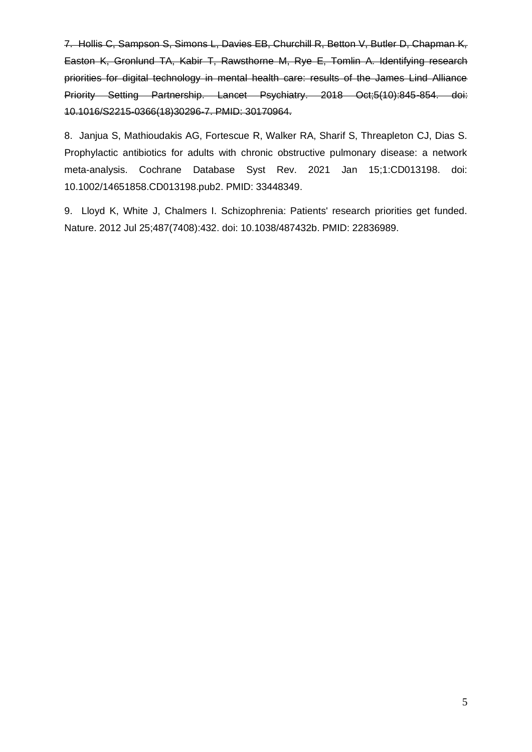7. ~~Hollis C, Sampson S, Simons L, Davies EB, Churchill R, Betton V, Butler D, Chapman K, Easton K, Gronlund TA, Kabir T, Rawsthorne M, Rye E, Tomlin A. Identifying research priorities for digital technology in mental health care: results of the James Lind Alliance Priority Setting Partnership. Lancet Psychiatry. 2018 Oct;5(10):845-854. doi: 10.1016/S2215-0366(18)30296-7. PMID: 30170964.~~

8. Janjua S, Mathioudakis AG, Fortescue R, Walker RA, Sharif S, Threapleton CJ, Dias S. Prophylactic antibiotics for adults with chronic obstructive pulmonary disease: a network meta-analysis. Cochrane Database Syst Rev. 2021 Jan 15;1:CD013198. doi: 10.1002/14651858.CD013198.pub2. PMID: 33448349.

9. Lloyd K, White J, Chalmers I. Schizophrenia: Patients' research priorities get funded. Nature. 2012 Jul 25;487(7408):432. doi: 10.1038/487432b. PMID: 22836989.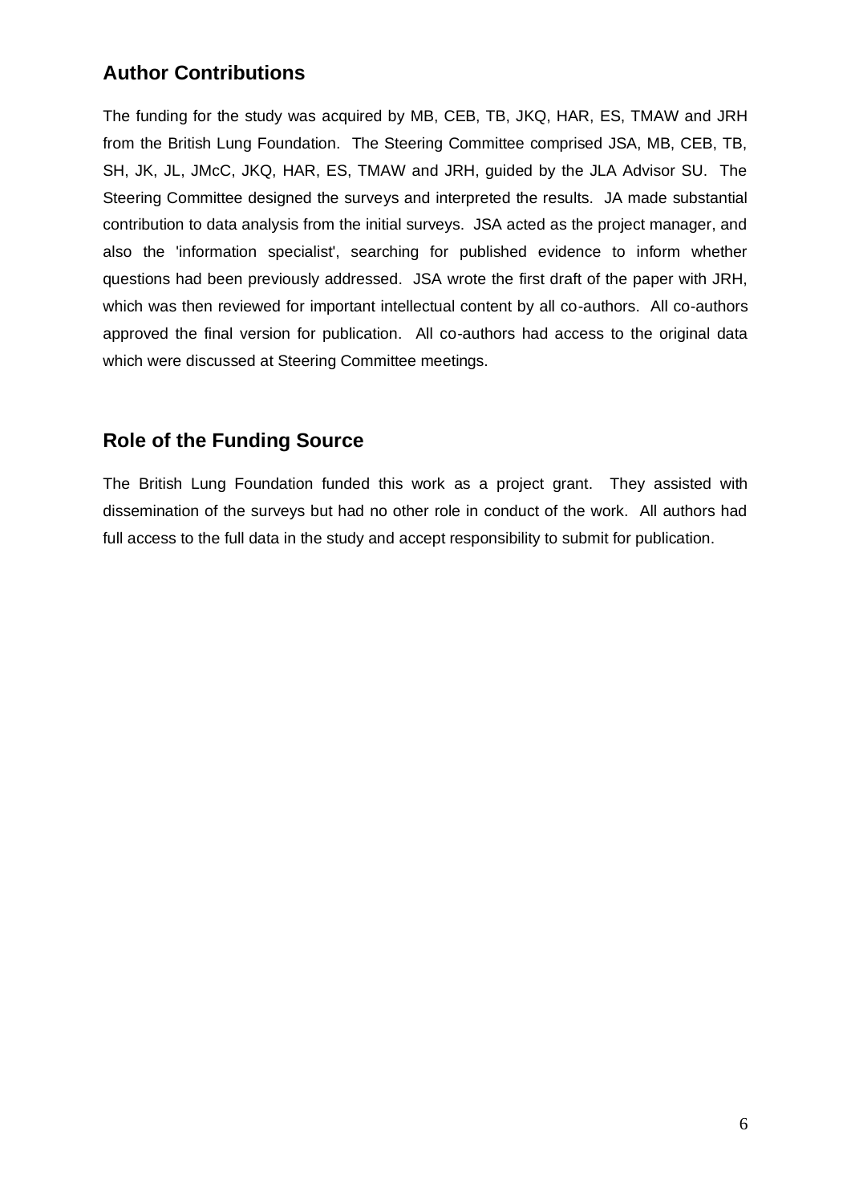## Author Contributions

The funding for the study was acquired by MB, CEB, TB, JKQ, HAR, ES, TMAW and JRH from the British Lung Foundation. The Steering Committee comprised JSA, MB, CEB, TB, SH, JK, JL, JMcC, JKQ, HAR, ES, TMAW and JRH, guided by the JLA Advisor SU. The Steering Committee designed the surveys and interpreted the results. JA made substantial contribution to data analysis from the initial surveys. JSA acted as the project manager, and also the 'information specialist', searching for published evidence to inform whether questions had been previously addressed. JSA wrote the first draft of the paper with JRH, which was then reviewed for important intellectual content by all co-authors. All co-authors approved the final version for publication. All co-authors had access to the original data which were discussed at Steering Committee meetings.

## Role of the Funding Source

The British Lung Foundation funded this work as a project grant. They assisted with dissemination of the surveys but had no other role in conduct of the work. All authors had full access to the full data in the study and accept responsibility to submit for publication.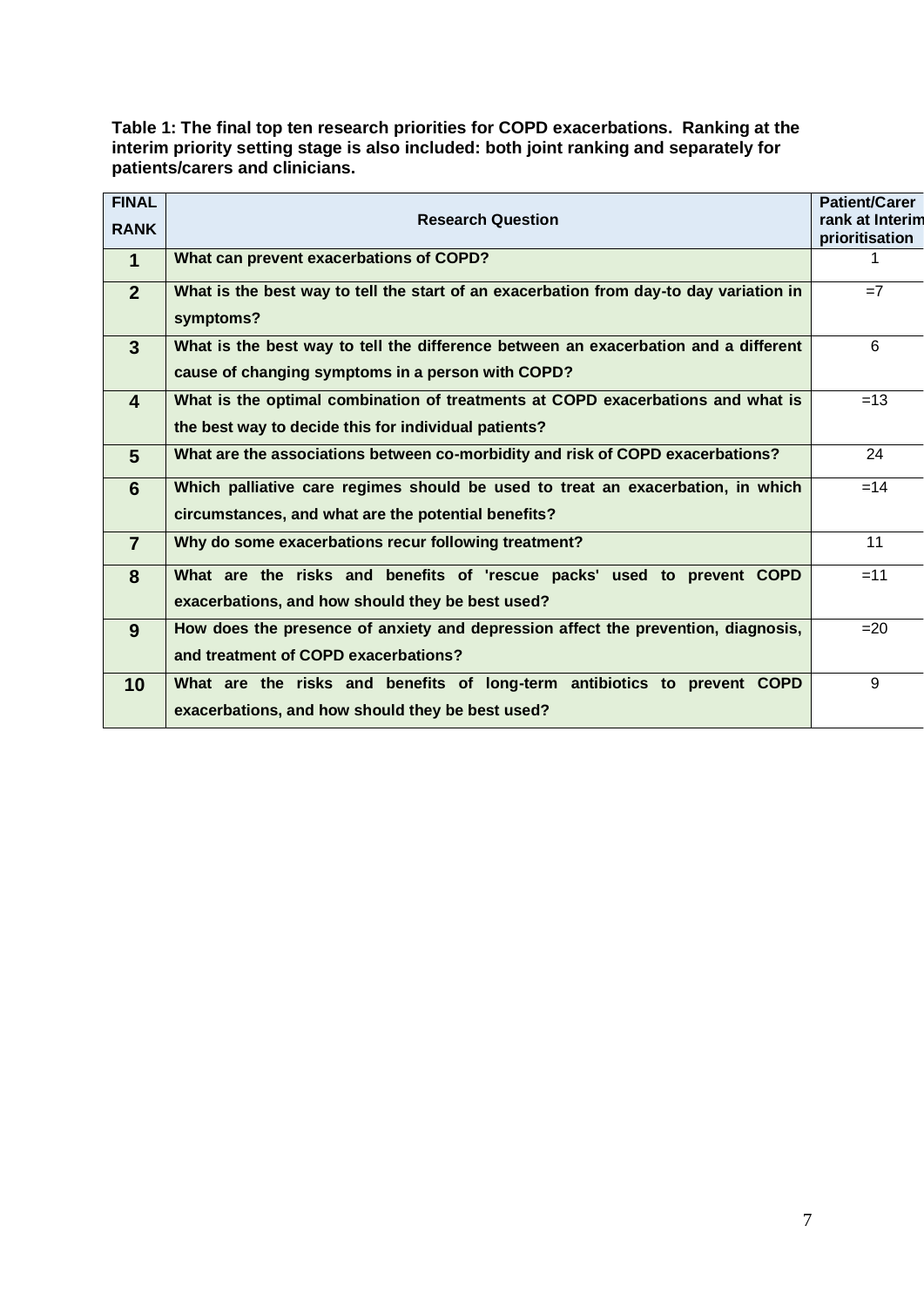**Table 1: The final top ten research priorities for COPD exacerbations. Ranking at the interim priority setting stage is also included: both joint ranking and separately for patients/carers and clinicians.**

| FINAL RANK | Research Question | Patient/Carer rank at Interim prioritisation |
|---|---|---|
| **1** | **What can prevent exacerbations of COPD?** | 1 |
| **2** | **What is the best way to tell the start of an exacerbation from day-to day variation in symptoms?** | =7 |
| **3** | **What is the best way to tell the difference between an exacerbation and a different cause of changing symptoms in a person with COPD?** | 6 |
| **4** | **What is the optimal combination of treatments at COPD exacerbations and what is the best way to decide this for individual patients?** | =13 |
| **5** | **What are the associations between co-morbidity and risk of COPD exacerbations?** | 24 |
| **6** | **Which palliative care regimes should be used to treat an exacerbation, in which circumstances, and what are the potential benefits?** | =14 |
| **7** | **Why do some exacerbations recur following treatment?** | 11 |
| **8** | **What are the risks and benefits of 'rescue packs' used to prevent COPD exacerbations, and how should they be best used?** | =11 |
| **9** | **How does the presence of anxiety and depression affect the prevention, diagnosis, and treatment of COPD exacerbations?** | =20 |
| **10** | **What are the risks and benefits of long-term antibiotics to prevent COPD exacerbations, and how should they be best used?** | 9 |